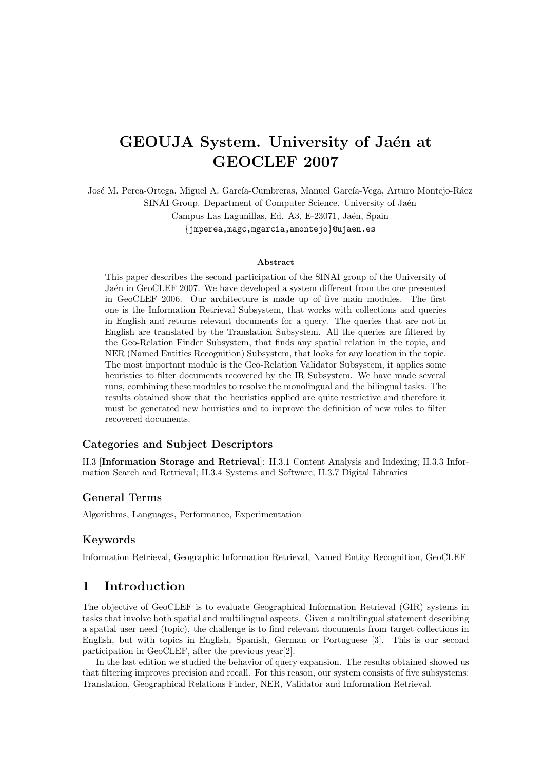# GEOUJA System. University of Jaén at GEOCLEF 2007

José M. Perea-Ortega, Miguel A. García-Cumbreras, Manuel García-Vega, Arturo Montejo-Ráez
SINAI Group. Department of Computer Science. University of Jaén
Campus Las Lagunillas, Ed. A3, E-23071, Jaén, Spain
{jmperea,magc,mgarcia,amontejo}@ujaen.es

### Abstract

This paper describes the second participation of the SINAI group of the University of Jaén in GeoCLEF 2007. We have developed a system different from the one presented in GeoCLEF 2006. Our architecture is made up of five main modules. The first one is the Information Retrieval Subsystem, that works with collections and queries in English and returns relevant documents for a query. The queries that are not in English are translated by the Translation Subsystem. All the queries are filtered by the Geo-Relation Finder Subsystem, that finds any spatial relation in the topic, and NER (Named Entities Recognition) Subsystem, that looks for any location in the topic. The most important module is the Geo-Relation Validator Subsystem, it applies some heuristics to filter documents recovered by the IR Subsystem. We have made several runs, combining these modules to resolve the monolingual and the bilingual tasks. The results obtained show that the heuristics applied are quite restrictive and therefore it must be generated new heuristics and to improve the definition of new rules to filter recovered documents.

### Categories and Subject Descriptors

H.3 [**Information Storage and Retrieval**]: H.3.1 Content Analysis and Indexing; H.3.3 Information Search and Retrieval; H.3.4 Systems and Software; H.3.7 Digital Libraries

### General Terms

Algorithms, Languages, Performance, Experimentation

### Keywords

Information Retrieval, Geographic Information Retrieval, Named Entity Recognition, GeoCLEF

## 1 Introduction

The objective of GeoCLEF is to evaluate Geographical Information Retrieval (GIR) systems in tasks that involve both spatial and multilingual aspects. Given a multilingual statement describing a spatial user need (topic), the challenge is to find relevant documents from target collections in English, but with topics in English, Spanish, German or Portuguese [3]. This is our second participation in GeoCLEF, after the previous year[2].

In the last edition we studied the behavior of query expansion. The results obtained showed us that filtering improves precision and recall. For this reason, our system consists of five subsystems: Translation, Geographical Relations Finder, NER, Validator and Information Retrieval.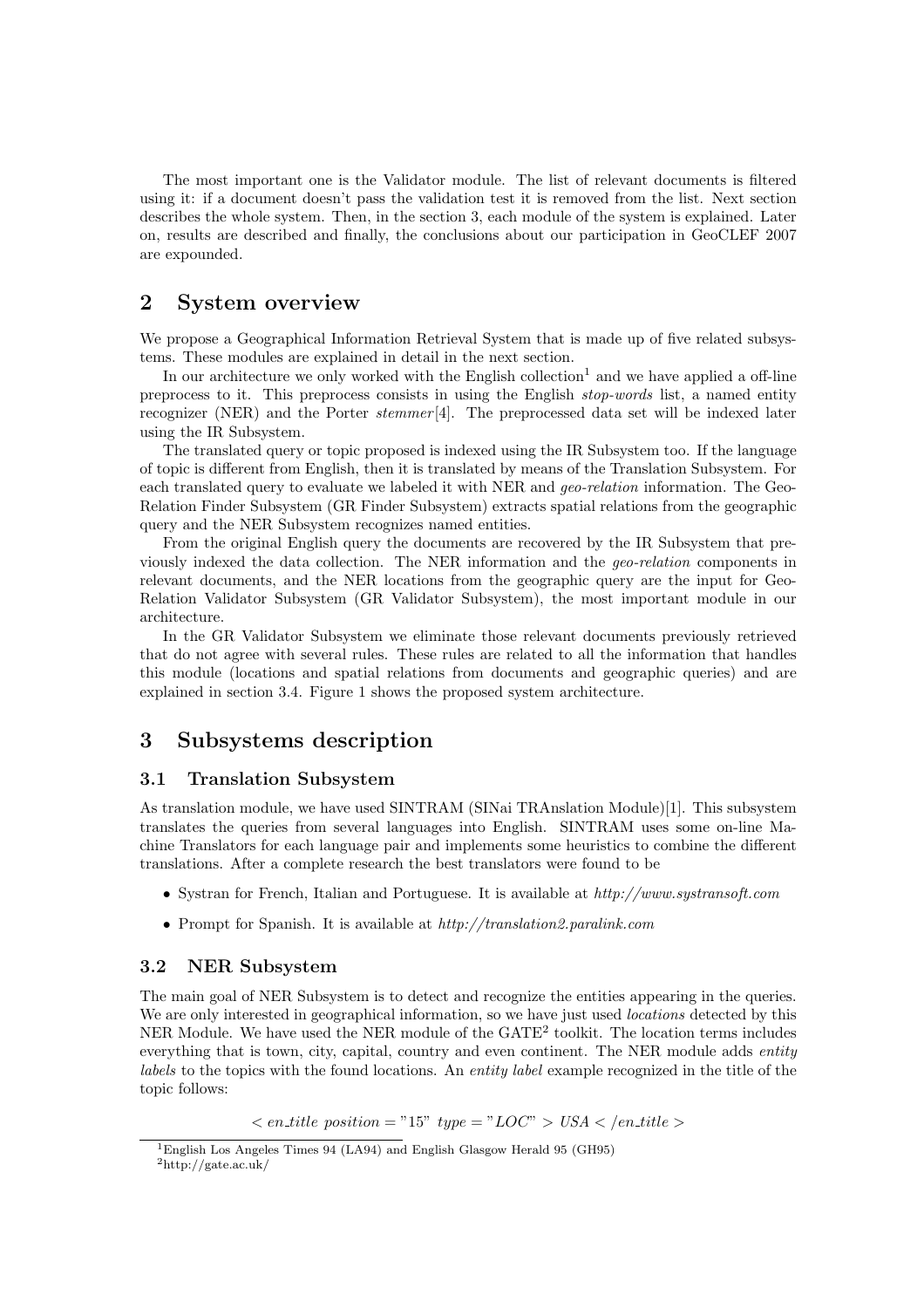The most important one is the Validator module. The list of relevant documents is filtered using it: if a document doesn't pass the validation test it is removed from the list. Next section describes the whole system. Then, in the section 3, each module of the system is explained. Later on, results are described and finally, the conclusions about our participation in GeoCLEF 2007 are expounded.

## 2 System overview

We propose a Geographical Information Retrieval System that is made up of five related subsystems. These modules are explained in detail in the next section.

In our architecture we only worked with the English collection[1] and we have applied a off-line preprocess to it. This preprocess consists in using the English *stop-words* list, a named entity recognizer (NER) and the Porter *stemmer*[4]. The preprocessed data set will be indexed later using the IR Subsystem.

The translated query or topic proposed is indexed using the IR Subsystem too. If the language of topic is different from English, then it is translated by means of the Translation Subsystem. For each translated query to evaluate we labeled it with NER and *geo-relation* information. The Geo-Relation Finder Subsystem (GR Finder Subsystem) extracts spatial relations from the geographic query and the NER Subsystem recognizes named entities.

From the original English query the documents are recovered by the IR Subsystem that previously indexed the data collection. The NER information and the *geo-relation* components in relevant documents, and the NER locations from the geographic query are the input for Geo-Relation Validator Subsystem (GR Validator Subsystem), the most important module in our architecture.

In the GR Validator Subsystem we eliminate those relevant documents previously retrieved that do not agree with several rules. These rules are related to all the information that handles this module (locations and spatial relations from documents and geographic queries) and are explained in section 3.4. Figure 1 shows the proposed system architecture.

## 3 Subsystems description

### 3.1 Translation Subsystem

As translation module, we have used SINTRAM (SINai TRAnslation Module)[1]. This subsystem translates the queries from several languages into English. SINTRAM uses some on-line Machine Translators for each language pair and implements some heuristics to combine the different translations. After a complete research the best translators were found to be

- Systran for French, Italian and Portuguese. It is available at *http://www.systransoft.com*
- Prompt for Spanish. It is available at *http://translation2.paralink.com*

### 3.2 NER Subsystem

The main goal of NER Subsystem is to detect and recognize the entities appearing in the queries. We are only interested in geographical information, so we have just used *locations* detected by this NER Module. We have used the NER module of the GATE[2] toolkit. The location terms includes everything that is town, city, capital, country and even continent. The NER module adds *entity labels* to the topics with the found locations. An *entity label* example recognized in the title of the topic follows:

$$< en\_title\ position = "15"\ type = "LOC" > USA < /en\_title >$$

[1] English Los Angeles Times 94 (LA94) and English Glasgow Herald 95 (GH95)

[2] http://gate.ac.uk/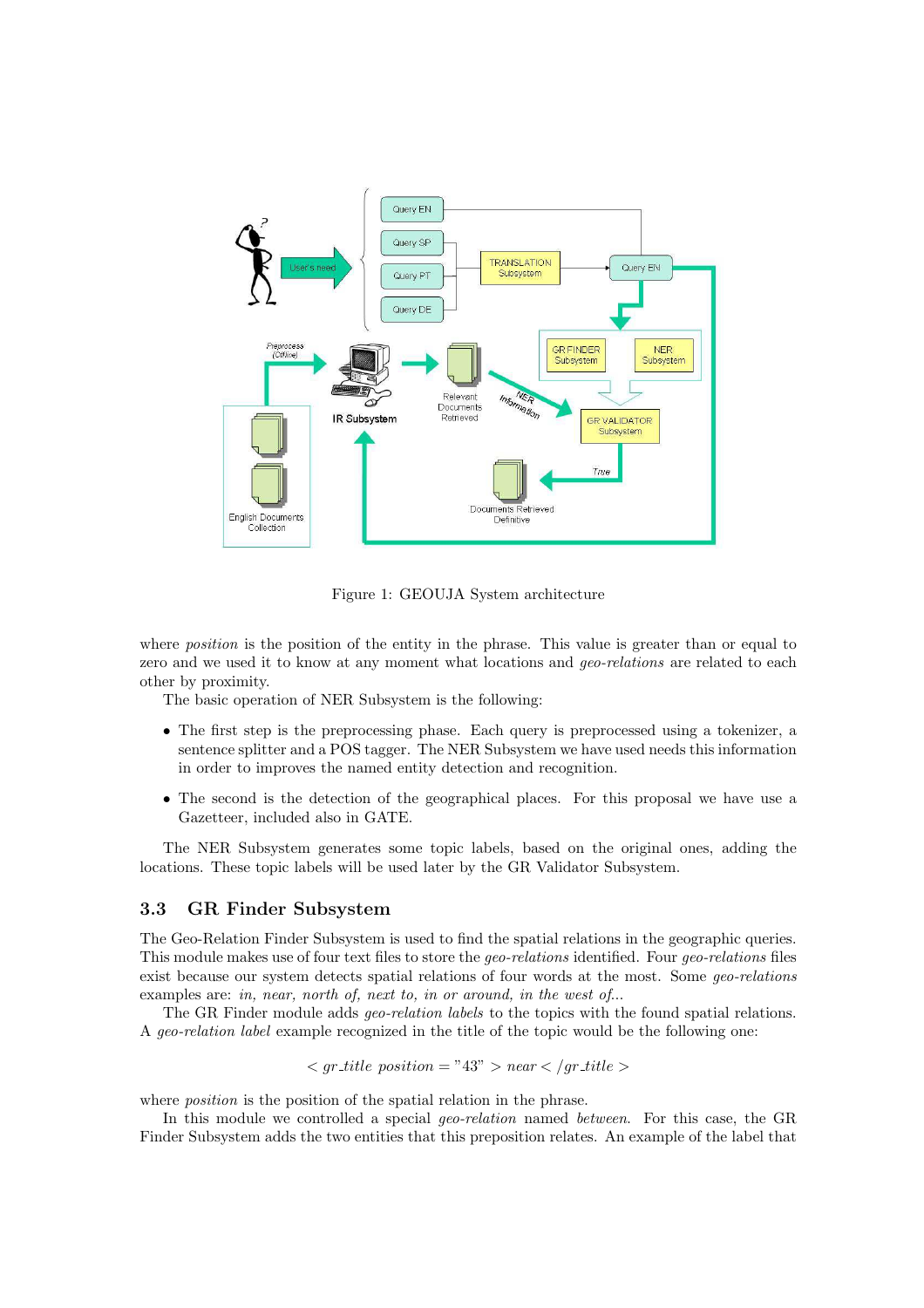Figure 1: GEOUJA System architecture

where *position* is the position of the entity in the phrase. This value is greater than or equal to zero and we used it to know at any moment what locations and *geo-relations* are related to each other by proximity.

The basic operation of NER Subsystem is the following:

- The first step is the preprocessing phase. Each query is preprocessed using a tokenizer, a sentence splitter and a POS tagger. The NER Subsystem we have used needs this information in order to improves the named entity detection and recognition.
- The second is the detection of the geographical places. For this proposal we have use a Gazetteer, included also in GATE.

The NER Subsystem generates some topic labels, based on the original ones, adding the locations. These topic labels will be used later by the GR Validator Subsystem.

### 3.3 GR Finder Subsystem

The Geo-Relation Finder Subsystem is used to find the spatial relations in the geographic queries. This module makes use of four text files to store the *geo-relations* identified. Four *geo-relations* files exist because our system detects spatial relations of four words at the most. Some *geo-relations* examples are: *in, near, north of, next to, in or around, in the west of...*

The GR Finder module adds *geo-relation labels* to the topics with the found spatial relations. A *geo-relation label* example recognized in the title of the topic would be the following one:

$$< gr\_title\ position = "43" > near < /gr\_title >$$

where *position* is the position of the spatial relation in the phrase.

In this module we controlled a special *geo-relation* named *between*. For this case, the GR Finder Subsystem adds the two entities that this preposition relates. An example of the label that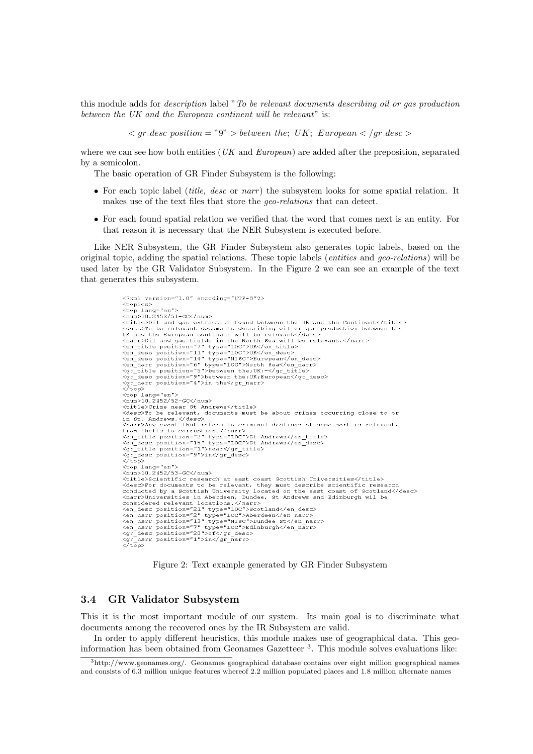this module adds for *description* label "*To be relevant documents describing oil or gas production between the UK and the European continent will be relevant*" is:

$$< gr\_desc\ position = "9" > between\ the;\ UK;\ European < /gr\_desc >$$

where we can see how both entities (*UK* and *European*) are added after the preposition, separated by a semicolon.

The basic operation of GR Finder Subsystem is the following:

- For each topic label (*title, desc* or *narr*) the subsystem looks for some spatial relation. It makes use of the text files that store the *geo-relations* that can detect.
- For each found spatial relation we verified that the word that comes next is an entity. For that reason it is necessary that the NER Subsystem is executed before.

Like NER Subsystem, the GR Finder Subsystem also generates topic labels, based on the original topic, adding the spatial relations. These topic labels (*entities* and *geo-relations*) will be used later by the GR Validator Subsystem. In the Figure 2 we can see an example of the text that generates this subsystem.

```
<?xml version="1.0" encoding="UTF-8"?>
<topics>
<top lang="en">
<num>10.2452/51-GC</num>
<title>Oil and gas extraction found between the UK and the Continent</title>
<desc>To be relevant documents describing oil or gas production between the
UK and the European continent will be relevant</desc>
<narr>Oil and gas fields in the North Sea will be relevant.</narr>
<en_title position="7" type="LOC">UK</en_title>
<en_desc position="11" type="LOC">UK</en_desc>
<en_desc position="14" type="MISC">European</en_desc>
<en_narr position="6" type="LOC">North Sea</en_narr>
<gr_title position="5">between the;UK;-</gr_title>
<gr_desc position="9">between the;UK;European</gr_desc>
<gr_narr position="4">in the</gr_narr>
</top>
<top lang="en">
<num>10.2452/52-GC</num>
<title>Crime near St Andrews</title>
<desc>To be relevant, documents must be about crimes occurring close to or
in St. Andrews.</desc>
<narr>Any event that refers to criminal dealings of some sort is relevant,
from thefts to corruption.</narr>
<en_title position="2" type="LOC">St Andrews</en_title>
<en_desc position="15" type="LOC">St Andrews</en_desc>
<gr_title position="1">near</gr_title>
<gr_desc position="9">in</gr_desc>
</top>
<top lang="en">
<num>10.2452/53-GC</num>
<title>Scientific research at east coast Scottish Universities</title>
<desc>For documents to be relevant, they must describe scientific research
conducted by a Scottish University located on the east coast of Scotland</desc>
<narr>Universities in Aberdeen, Dundee, St Andrews and Edinburgh wil be
considered relevant locations.</narr>
<en_desc position="21" type="LOC">Scotland</en_desc>
<en_narr position="2" type="LOC">Aberdeen</en_narr>
<en_narr position="13" type="MISC">Dundee St</en_narr>
<en_narr position="7" type="LOC">Edinburgh</en_narr>
<gr_desc position="20">of</gr_desc>
<gr_narr position="1">in</gr_narr>
</top>
```

Figure 2: Text example generated by GR Finder Subsystem

### 3.4 GR Validator Subsystem

This it is the most important module of our system. Its main goal is to discriminate what documents among the recovered ones by the IR Subsystem are valid.

In order to apply different heuristics, this module makes use of geographical data. This geo-information has been obtained from Geonames Gazetteer [3]. This module solves evaluations like:

[3] http://www.geonames.org/. Geonames geographical database contains over eight million geographical names and consists of 6.3 million unique features whereof 2.2 million populated places and 1.8 million alternate names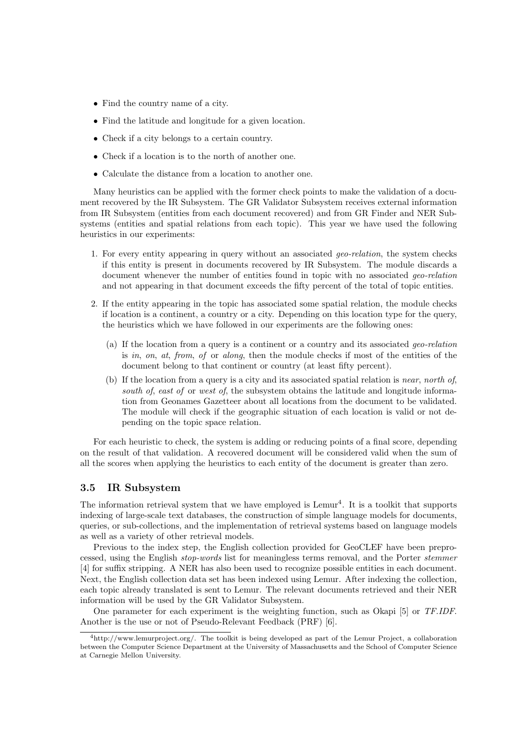- Find the country name of a city.
- Find the latitude and longitude for a given location.
- Check if a city belongs to a certain country.
- Check if a location is to the north of another one.
- Calculate the distance from a location to another one.

Many heuristics can be applied with the former check points to make the validation of a document recovered by the IR Subsystem. The GR Validator Subsystem receives external information from IR Subsystem (entities from each document recovered) and from GR Finder and NER Subsystems (entities and spatial relations from each topic). This year we have used the following heuristics in our experiments:

1. For every entity appearing in query without an associated *geo-relation*, the system checks if this entity is present in documents recovered by IR Subsystem. The module discards a document whenever the number of entities found in topic with no associated *geo-relation* and not appearing in that document exceeds the fifty percent of the total of topic entities.
2. If the entity appearing in the topic has associated some spatial relation, the module checks if location is a continent, a country or a city. Depending on this location type for the query, the heuristics which we have followed in our experiments are the following ones:
   (a) If the location from a query is a continent or a country and its associated *geo-relation* is *in*, *on*, *at*, *from*, *of* or *along*, then the module checks if most of the entities of the document belong to that continent or country (at least fifty percent).
   (b) If the location from a query is a city and its associated spatial relation is *near*, *north of*, *south of*, *east of* or *west of*, the subsystem obtains the latitude and longitude information from Geonames Gazetteer about all locations from the document to be validated. The module will check if the geographic situation of each location is valid or not depending on the topic space relation.

For each heuristic to check, the system is adding or reducing points of a final score, depending on the result of that validation. A recovered document will be considered valid when the sum of all the scores when applying the heuristics to each entity of the document is greater than zero.

### 3.5 IR Subsystem

The information retrieval system that we have employed is Lemur[4]. It is a toolkit that supports indexing of large-scale text databases, the construction of simple language models for documents, queries, or sub-collections, and the implementation of retrieval systems based on language models as well as a variety of other retrieval models.

Previous to the index step, the English collection provided for GeoCLEF have been preprocessed, using the English *stop-words* list for meaningless terms removal, and the Porter *stemmer* [4] for suffix stripping. A NER has also been used to recognize possible entities in each document. Next, the English collection data set has been indexed using Lemur. After indexing the collection, each topic already translated is sent to Lemur. The relevant documents retrieved and their NER information will be used by the GR Validator Subsystem.

One parameter for each experiment is the weighting function, such as Okapi [5] or *TF.IDF*. Another is the use or not of Pseudo-Relevant Feedback (PRF) [6].

[4]http://www.lemurproject.org/. The toolkit is being developed as part of the Lemur Project, a collaboration between the Computer Science Department at the University of Massachusetts and the School of Computer Science at Carnegie Mellon University.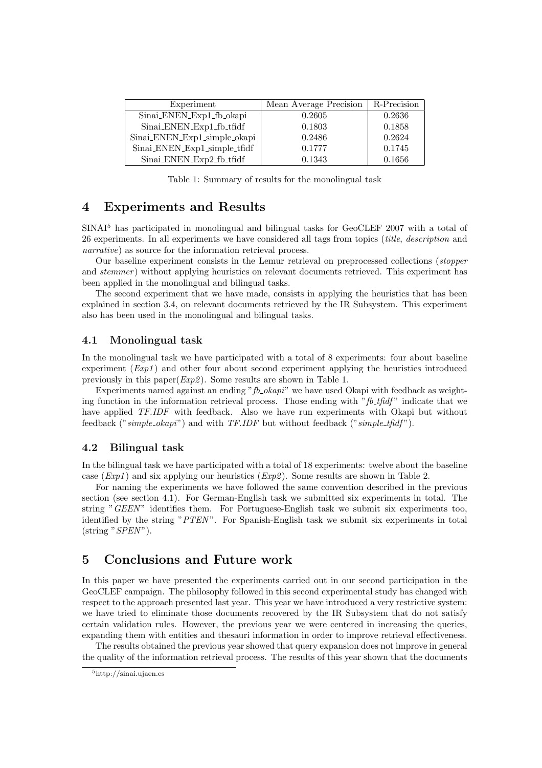| Experiment | Mean Average Precision | R-Precision |
|---|---|---|
| Sinai_ENEN_Exp1_fb_okapi | 0.2605 | 0.2636 |
| Sinai_ENEN_Exp1_fb_tfidf | 0.1803 | 0.1858 |
| Sinai_ENEN_Exp1_simple_okapi | 0.2486 | 0.2624 |
| Sinai_ENEN_Exp1_simple_tfidf | 0.1777 | 0.1745 |
| Sinai_ENEN_Exp2_fb_tfidf | 0.1343 | 0.1656 |

Table 1: Summary of results for the monolingual task

## 4 Experiments and Results

SINAI[5] has participated in monolingual and bilingual tasks for GeoCLEF 2007 with a total of 26 experiments. In all experiments we have considered all tags from topics (*title*, *description* and *narrative*) as source for the information retrieval process.

Our baseline experiment consists in the Lemur retrieval on preprocessed collections (*stopper* and *stemmer*) without applying heuristics on relevant documents retrieved. This experiment has been applied in the monolingual and bilingual tasks.

The second experiment that we have made, consists in applying the heuristics that has been explained in section 3.4, on relevant documents retrieved by the IR Subsystem. This experiment also has been used in the monolingual and bilingual tasks.

### 4.1 Monolingual task

In the monolingual task we have participated with a total of 8 experiments: four about baseline experiment (*Exp1*) and other four about second experiment applying the heuristics introduced previously in this paper(*Exp2*). Some results are shown in Table 1.

Experiments named against an ending "*fb_okapi*" we have used Okapi with feedback as weighting function in the information retrieval process. Those ending with "*fb_tfidf*" indicate that we have applied *TF.IDF* with feedback. Also we have run experiments with Okapi but without feedback ("*simple_okapi*") and with *TF.IDF* but without feedback ("*simple_tfidf*").

### 4.2 Bilingual task

In the bilingual task we have participated with a total of 18 experiments: twelve about the baseline case (*Exp1*) and six applying our heuristics (*Exp2*). Some results are shown in Table 2.

For naming the experiments we have followed the same convention described in the previous section (see section 4.1). For German-English task we submitted six experiments in total. The string "*GEEN*" identifies them. For Portuguese-English task we submit six experiments too, identified by the string "*PTEN*". For Spanish-English task we submit six experiments in total (string "*SPEN*").

## 5 Conclusions and Future work

In this paper we have presented the experiments carried out in our second participation in the GeoCLEF campaign. The philosophy followed in this second experimental study has changed with respect to the approach presented last year. This year we have introduced a very restrictive system: we have tried to eliminate those documents recovered by the IR Subsystem that do not satisfy certain validation rules. However, the previous year we were centered in increasing the queries, expanding them with entities and thesauri information in order to improve retrieval effectiveness.

The results obtained the previous year showed that query expansion does not improve in general the quality of the information retrieval process. The results of this year shown that the documents

[5] http://sinai.ujaen.es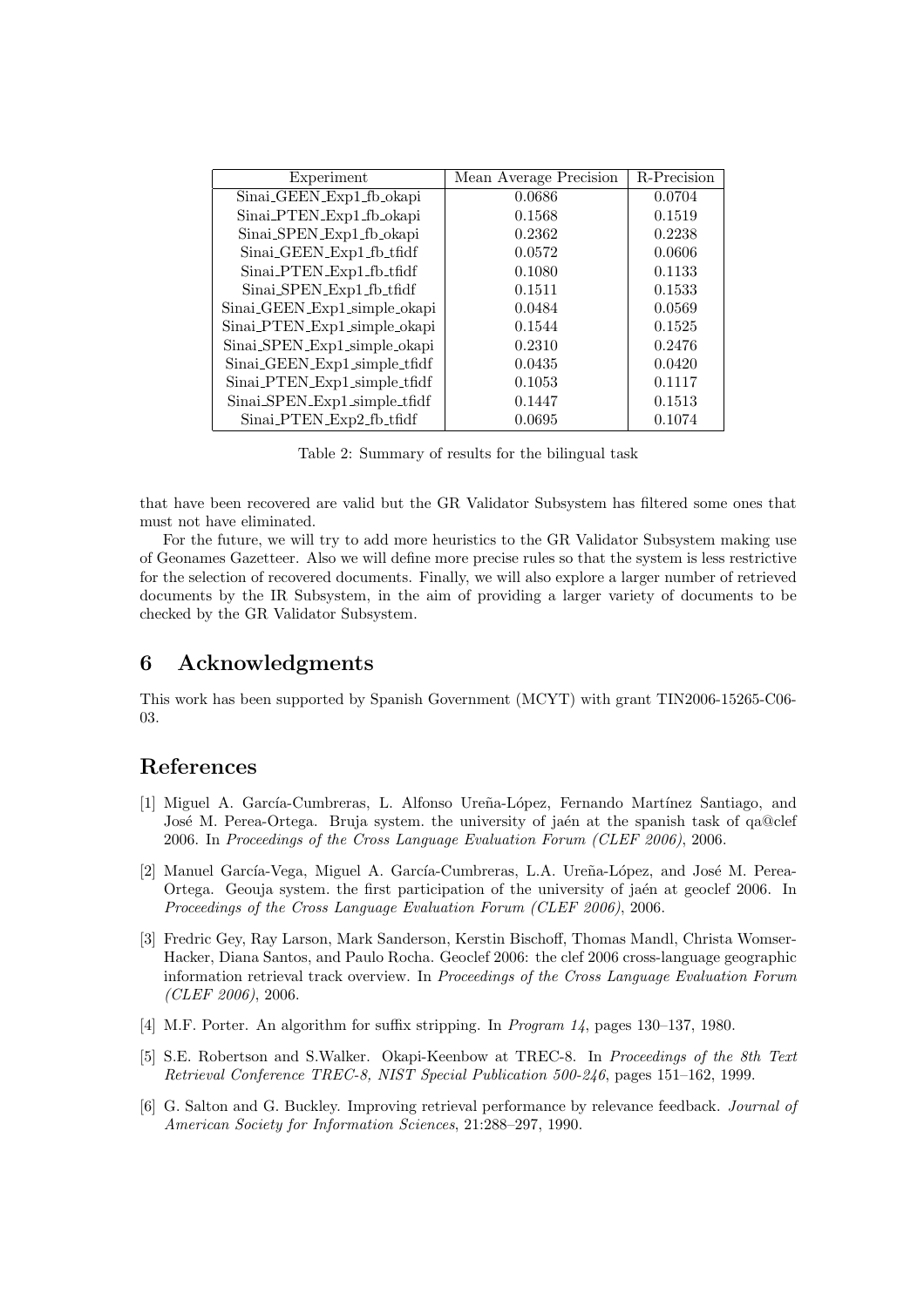| Experiment | Mean Average Precision | R-Precision |
| --- | --- | --- |
| Sinai_GEEN_Exp1_fb_okapi | 0.0686 | 0.0704 |
| Sinai_PTEN_Exp1_fb_okapi | 0.1568 | 0.1519 |
| Sinai_SPEN_Exp1_fb_okapi | 0.2362 | 0.2238 |
| Sinai_GEEN_Exp1_fb_tfidf | 0.0572 | 0.0606 |
| Sinai_PTEN_Exp1_fb_tfidf | 0.1080 | 0.1133 |
| Sinai_SPEN_Exp1_fb_tfidf | 0.1511 | 0.1533 |
| Sinai_GEEN_Exp1_simple_okapi | 0.0484 | 0.0569 |
| Sinai_PTEN_Exp1_simple_okapi | 0.1544 | 0.1525 |
| Sinai_SPEN_Exp1_simple_okapi | 0.2310 | 0.2476 |
| Sinai_GEEN_Exp1_simple_tfidf | 0.0435 | 0.0420 |
| Sinai_PTEN_Exp1_simple_tfidf | 0.1053 | 0.1117 |
| Sinai_SPEN_Exp1_simple_tfidf | 0.1447 | 0.1513 |
| Sinai_PTEN_Exp2_fb_tfidf | 0.0695 | 0.1074 |

Table 2: Summary of results for the bilingual task

that have been recovered are valid but the GR Validator Subsystem has filtered some ones that must not have eliminated.

For the future, we will try to add more heuristics to the GR Validator Subsystem making use of Geonames Gazetteer. Also we will define more precise rules so that the system is less restrictive for the selection of recovered documents. Finally, we will also explore a larger number of retrieved documents by the IR Subsystem, in the aim of providing a larger variety of documents to be checked by the GR Validator Subsystem.

## 6 Acknowledgments

This work has been supported by Spanish Government (MCYT) with grant TIN2006-15265-C06-03.

## References

[1] Miguel A. García-Cumbreras, L. Alfonso Ureña-López, Fernando Martínez Santiago, and José M. Perea-Ortega. Bruja system. the university of jaén at the spanish task of qa@clef 2006. In *Proceedings of the Cross Language Evaluation Forum (CLEF 2006)*, 2006.

[2] Manuel García-Vega, Miguel A. García-Cumbreras, L.A. Ureña-López, and José M. Perea-Ortega. Geouja system. the first participation of the university of jaén at geoclef 2006. In *Proceedings of the Cross Language Evaluation Forum (CLEF 2006)*, 2006.

[3] Fredric Gey, Ray Larson, Mark Sanderson, Kerstin Bischoff, Thomas Mandl, Christa Womser-Hacker, Diana Santos, and Paulo Rocha. Geoclef 2006: the clef 2006 cross-language geographic information retrieval track overview. In *Proceedings of the Cross Language Evaluation Forum (CLEF 2006)*, 2006.

[4] M.F. Porter. An algorithm for suffix stripping. In *Program 14*, pages 130–137, 1980.

[5] S.E. Robertson and S.Walker. Okapi-Keenbow at TREC-8. In *Proceedings of the 8th Text Retrieval Conference TREC-8, NIST Special Publication 500-246*, pages 151–162, 1999.

[6] G. Salton and G. Buckley. Improving retrieval performance by relevance feedback. *Journal of American Society for Information Sciences*, 21:288–297, 1990.